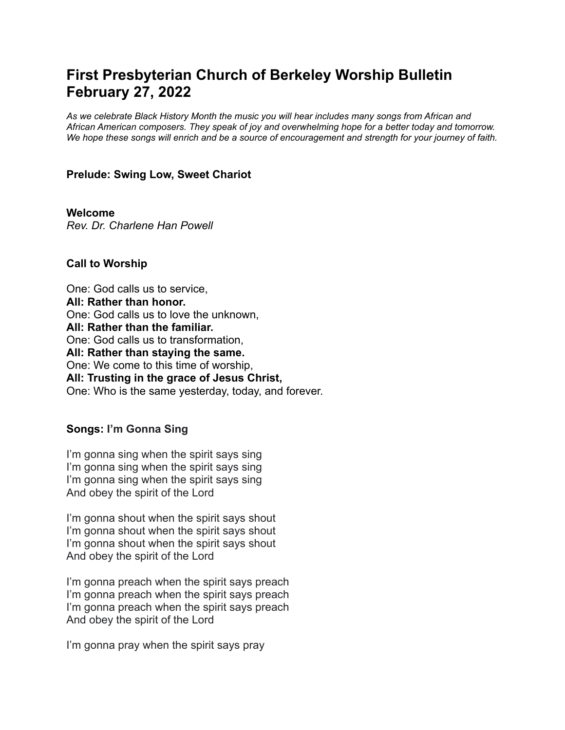# First Presbyterian Church of Berkeley Worship Bulletin February 27, 2022

*As we celebrate Black History Month the music you will hear includes many songs from African and African American composers. They speak of joy and overwhelming hope for a better today and tomorrow. We hope these songs will enrich and be a source of encouragement and strength for your journey of faith.*

**Prelude: Swing Low, Sweet Chariot**

**Welcome**
*Rev. Dr. Charlene Han Powell*

**Call to Worship**

One: God calls us to service,
**All: Rather than honor.**
One: God calls us to love the unknown,
**All: Rather than the familiar.**
One: God calls us to transformation,
**All: Rather than staying the same.**
One: We come to this time of worship,
**All: Trusting in the grace of Jesus Christ,**
One: Who is the same yesterday, today, and forever.

**Songs: I'm Gonna Sing**

I'm gonna sing when the spirit says sing
I'm gonna sing when the spirit says sing
I'm gonna sing when the spirit says sing
And obey the spirit of the Lord

I'm gonna shout when the spirit says shout
I'm gonna shout when the spirit says shout
I'm gonna shout when the spirit says shout
And obey the spirit of the Lord

I'm gonna preach when the spirit says preach
I'm gonna preach when the spirit says preach
I'm gonna preach when the spirit says preach
And obey the spirit of the Lord

I'm gonna pray when the spirit says pray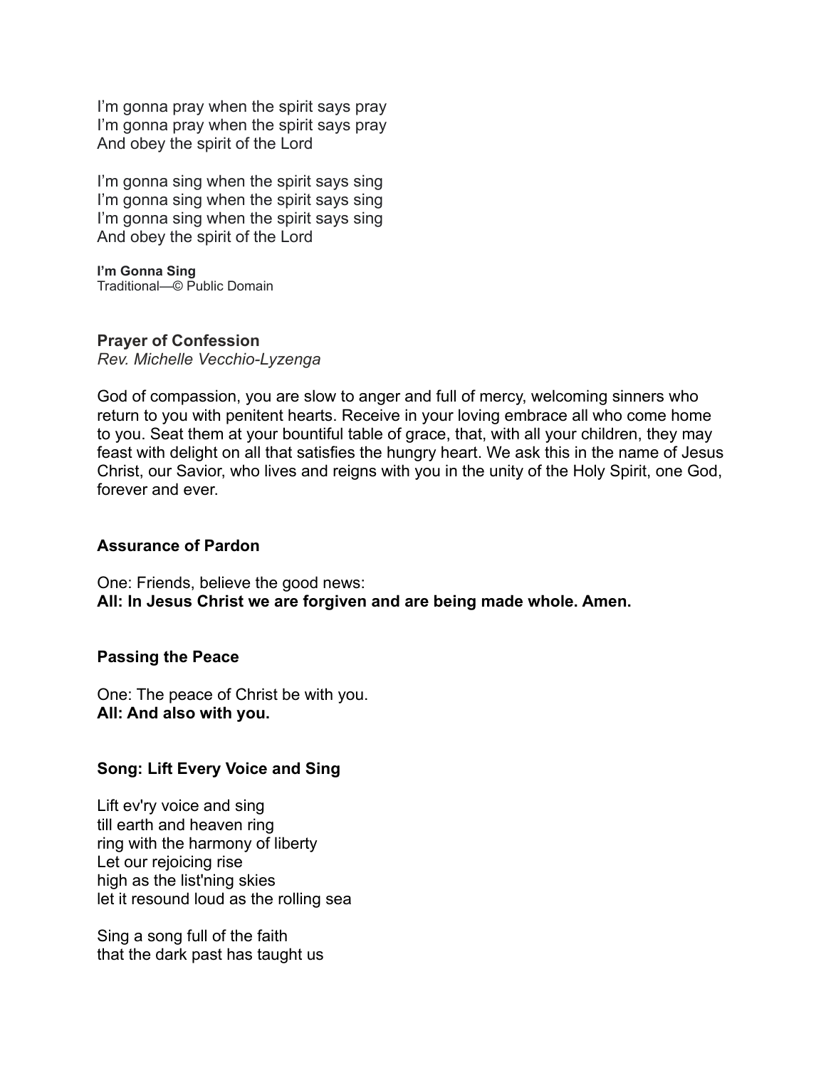I'm gonna pray when the spirit says pray
I'm gonna pray when the spirit says pray
And obey the spirit of the Lord

I'm gonna sing when the spirit says sing
I'm gonna sing when the spirit says sing
I'm gonna sing when the spirit says sing
And obey the spirit of the Lord

**I'm Gonna Sing**
Traditional—© Public Domain

### Prayer of Confession

*Rev. Michelle Vecchio-Lyzenga*

God of compassion, you are slow to anger and full of mercy, welcoming sinners who return to you with penitent hearts. Receive in your loving embrace all who come home to you. Seat them at your bountiful table of grace, that, with all your children, they may feast with delight on all that satisfies the hungry heart. We ask this in the name of Jesus Christ, our Savior, who lives and reigns with you in the unity of the Holy Spirit, one God, forever and ever.

### Assurance of Pardon

One: Friends, believe the good news:
**All: In Jesus Christ we are forgiven and are being made whole. Amen.**

### Passing the Peace

One: The peace of Christ be with you.
**All: And also with you.**

### Song: Lift Every Voice and Sing

Lift ev'ry voice and sing
till earth and heaven ring
ring with the harmony of liberty
Let our rejoicing rise
high as the list'ning skies
let it resound loud as the rolling sea

Sing a song full of the faith
that the dark past has taught us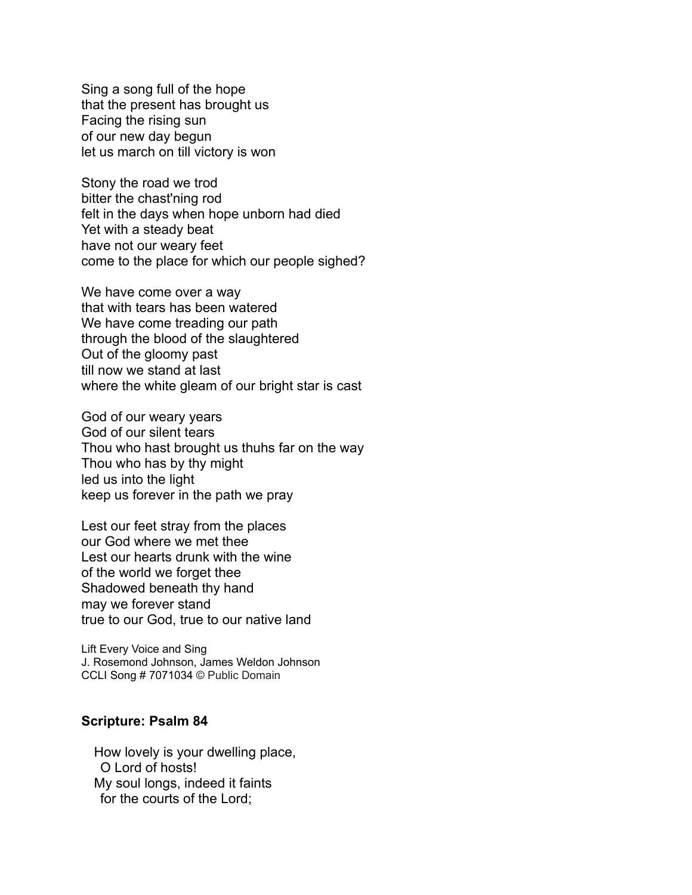Sing a song full of the hope
that the present has brought us
Facing the rising sun
of our new day begun
let us march on till victory is won

Stony the road we trod
bitter the chast'ning rod
felt in the days when hope unborn had died
Yet with a steady beat
have not our weary feet
come to the place for which our people sighed?

We have come over a way
that with tears has been watered
We have come treading our path
through the blood of the slaughtered
Out of the gloomy past
till now we stand at last
where the white gleam of our bright star is cast

God of our weary years
God of our silent tears
Thou who hast brought us thuhs far on the way
Thou who has by thy might
led us into the light
keep us forever in the path we pray

Lest our feet stray from the places
our God where we met thee
Lest our hearts drunk with the wine
of the world we forget thee
Shadowed beneath thy hand
may we forever stand
true to our God, true to our native land

Lift Every Voice and Sing
J. Rosemond Johnson, James Weldon Johnson
CCLI Song # 7071034 © Public Domain

**Scripture: Psalm 84**

How lovely is your dwelling place,
  O Lord of hosts!
My soul longs, indeed it faints
  for the courts of the Lord;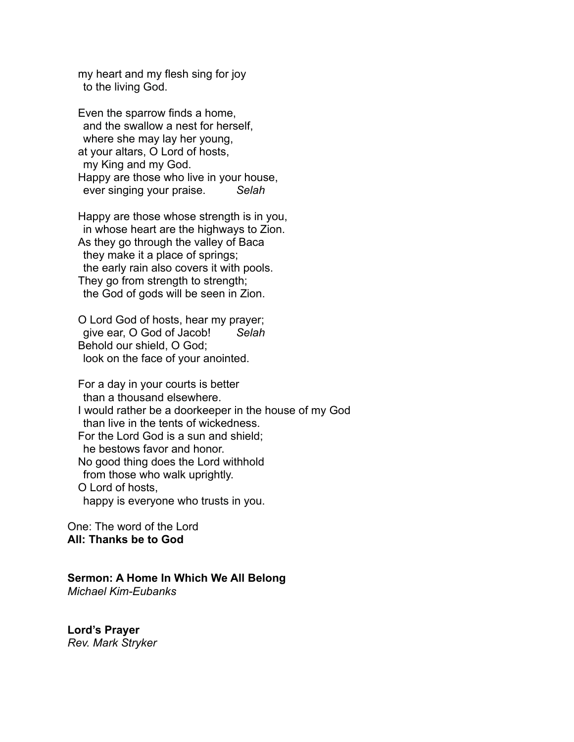my heart and my flesh sing for joy  
  to the living God.

Even the sparrow finds a home,  
  and the swallow a nest for herself,  
  where she may lay her young,  
at your altars, O Lord of hosts,  
  my King and my God.  
Happy are those who live in your house,  
  ever singing your praise.   *Selah*

Happy are those whose strength is in you,  
  in whose heart are the highways to Zion.  
As they go through the valley of Baca  
  they make it a place of springs;  
  the early rain also covers it with pools.  
They go from strength to strength;  
  the God of gods will be seen in Zion.

O Lord God of hosts, hear my prayer;  
  give ear, O God of Jacob!   *Selah*  
Behold our shield, O God;  
  look on the face of your anointed.

For a day in your courts is better  
  than a thousand elsewhere.  
I would rather be a doorkeeper in the house of my God  
  than live in the tents of wickedness.  
For the Lord God is a sun and shield;  
  he bestows favor and honor.  
No good thing does the Lord withhold  
  from those who walk uprightly.  
O Lord of hosts,  
  happy is everyone who trusts in you.

One: The word of the Lord  
**All: Thanks be to God**

**Sermon: A Home In Which We All Belong**  
*Michael Kim-Eubanks*

**Lord's Prayer**  
*Rev. Mark Stryker*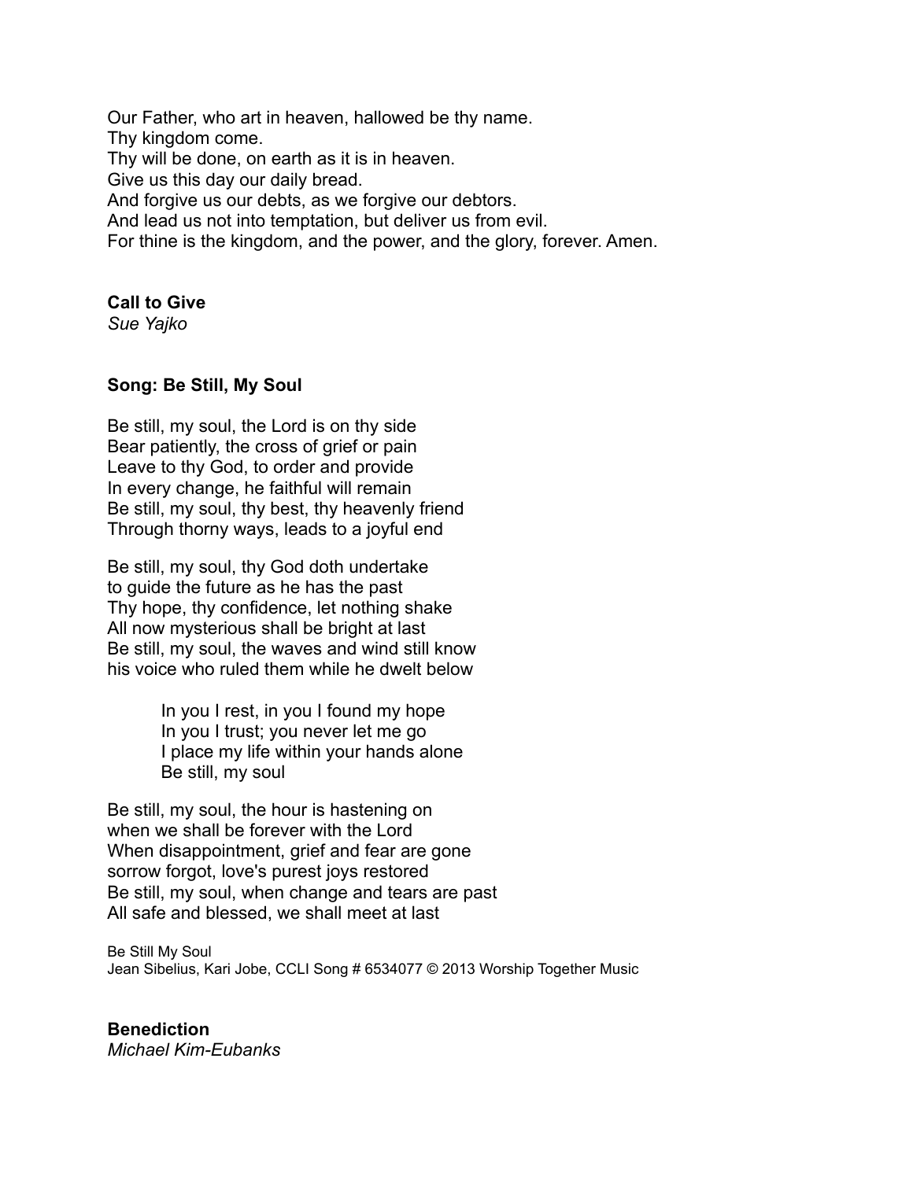Our Father, who art in heaven, hallowed be thy name.
Thy kingdom come.
Thy will be done, on earth as it is in heaven.
Give us this day our daily bread.
And forgive us our debts, as we forgive our debtors.
And lead us not into temptation, but deliver us from evil.
For thine is the kingdom, and the power, and the glory, forever. Amen.

**Call to Give**
*Sue Yajko*

**Song: Be Still, My Soul**

Be still, my soul, the Lord is on thy side
Bear patiently, the cross of grief or pain
Leave to thy God, to order and provide
In every change, he faithful will remain
Be still, my soul, thy best, thy heavenly friend
Through thorny ways, leads to a joyful end

Be still, my soul, thy God doth undertake
to guide the future as he has the past
Thy hope, thy confidence, let nothing shake
All now mysterious shall be bright at last
Be still, my soul, the waves and wind still know
his voice who ruled them while he dwelt below

> In you I rest, in you I found my hope
> In you I trust; you never let me go
> I place my life within your hands alone
> Be still, my soul

Be still, my soul, the hour is hastening on
when we shall be forever with the Lord
When disappointment, grief and fear are gone
sorrow forgot, love's purest joys restored
Be still, my soul, when change and tears are past
All safe and blessed, we shall meet at last

Be Still My Soul
Jean Sibelius, Kari Jobe, CCLI Song # 6534077 © 2013 Worship Together Music

**Benediction**
*Michael Kim-Eubanks*